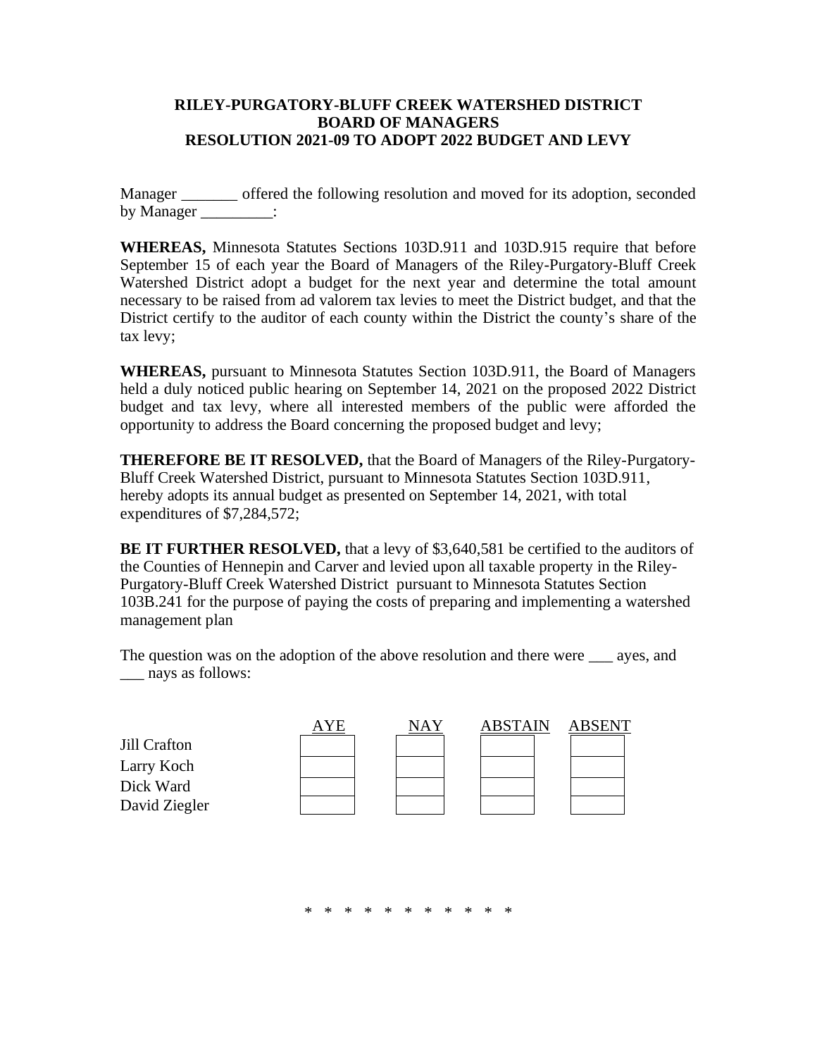**RILEY-PURGATORY-BLUFF CREEK WATERSHED DISTRICT**
**BOARD OF MANAGERS**
**RESOLUTION 2021-09 TO ADOPT 2022 BUDGET AND LEVY**

Manager _______ offered the following resolution and moved for its adoption, seconded by Manager _________:

**WHEREAS,** Minnesota Statutes Sections 103D.911 and 103D.915 require that before September 15 of each year the Board of Managers of the Riley-Purgatory-Bluff Creek Watershed District adopt a budget for the next year and determine the total amount necessary to be raised from ad valorem tax levies to meet the District budget, and that the District certify to the auditor of each county within the District the county's share of the tax levy;

**WHEREAS,** pursuant to Minnesota Statutes Section 103D.911, the Board of Managers held a duly noticed public hearing on September 14, 2021 on the proposed 2022 District budget and tax levy, where all interested members of the public were afforded the opportunity to address the Board concerning the proposed budget and levy;

**THEREFORE BE IT RESOLVED,** that the Board of Managers of the Riley-Purgatory-Bluff Creek Watershed District, pursuant to Minnesota Statutes Section 103D.911, hereby adopts its annual budget as presented on September 14, 2021, with total expenditures of $7,284,572;

**BE IT FURTHER RESOLVED,** that a levy of $3,640,581 be certified to the auditors of the Counties of Hennepin and Carver and levied upon all taxable property in the Riley-Purgatory-Bluff Creek Watershed District pursuant to Minnesota Statutes Section 103B.241 for the purpose of paying the costs of preparing and implementing a watershed management plan

The question was on the adoption of the above resolution and there were ___ ayes, and ___ nays as follows:

| | AYE | NAY | ABSTAIN | ABSENT |
|---|---|---|---|---|
| Jill Crafton | | | | |
| Larry Koch | | | | |
| Dick Ward | | | | |
| David Ziegler | | | | |

* * * * * * * * * * *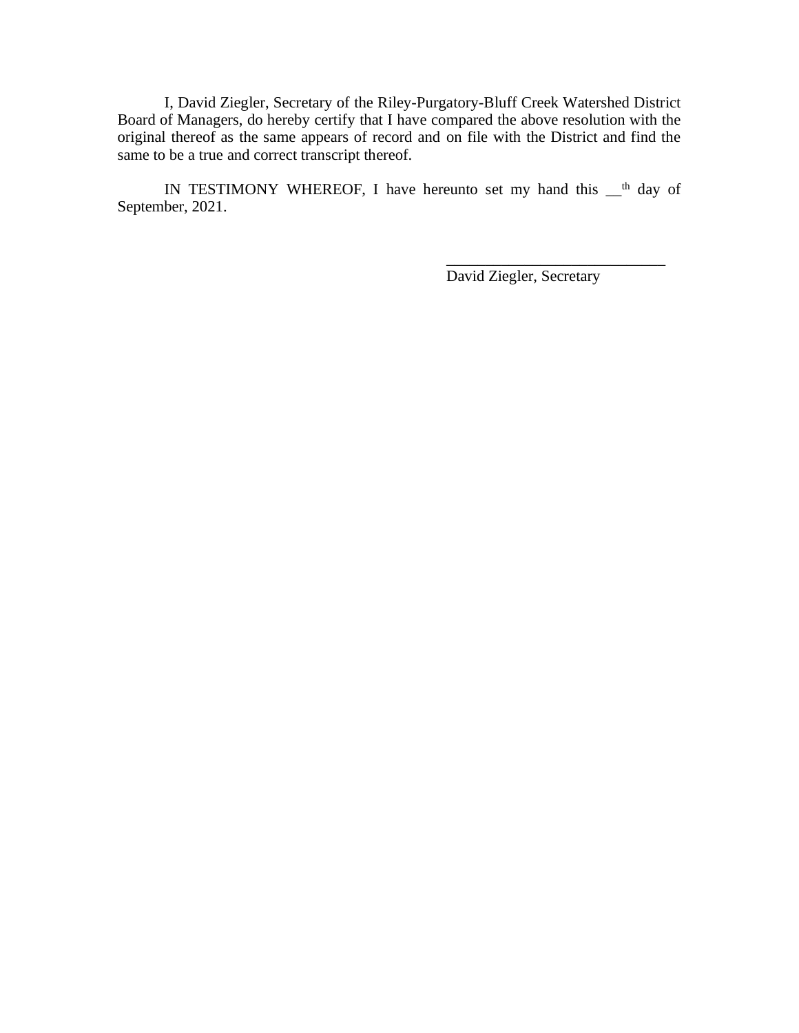I, David Ziegler, Secretary of the Riley-Purgatory-Bluff Creek Watershed District Board of Managers, do hereby certify that I have compared the above resolution with the original thereof as the same appears of record and on file with the District and find the same to be a true and correct transcript thereof.

IN TESTIMONY WHEREOF, I have hereunto set my hand this __th day of September, 2021.

_____________________________

David Ziegler, Secretary